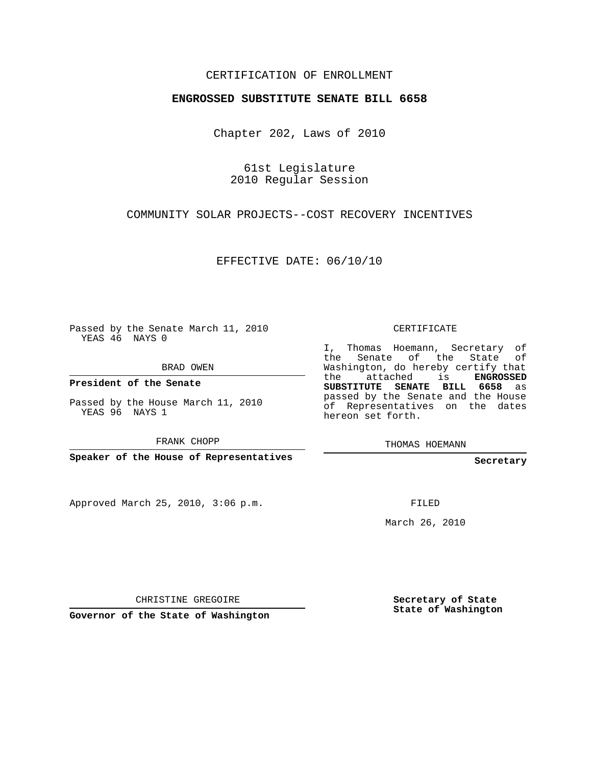CERTIFICATION OF ENROLLMENT

**ENGROSSED SUBSTITUTE SENATE BILL 6658**

Chapter 202, Laws of 2010

61st Legislature
2010 Regular Session

COMMUNITY SOLAR PROJECTS--COST RECOVERY INCENTIVES

EFFECTIVE DATE: 06/10/10

Passed by the Senate March 11, 2010
YEAS 46 NAYS 0

BRAD OWEN

**President of the Senate**

Passed by the House March 11, 2010
YEAS 96 NAYS 1

FRANK CHOPP

**Speaker of the House of Representatives**

Approved March 25, 2010, 3:06 p.m.

CHRISTINE GREGOIRE

**Governor of the State of Washington**

CERTIFICATE

I, Thomas Hoemann, Secretary of the Senate of the State of Washington, do hereby certify that the attached is **ENGROSSED SUBSTITUTE SENATE BILL 6658** as passed by the Senate and the House of Representatives on the dates hereon set forth.

THOMAS HOEMANN

**Secretary**

FILED

March 26, 2010

**Secretary of State**
**State of Washington**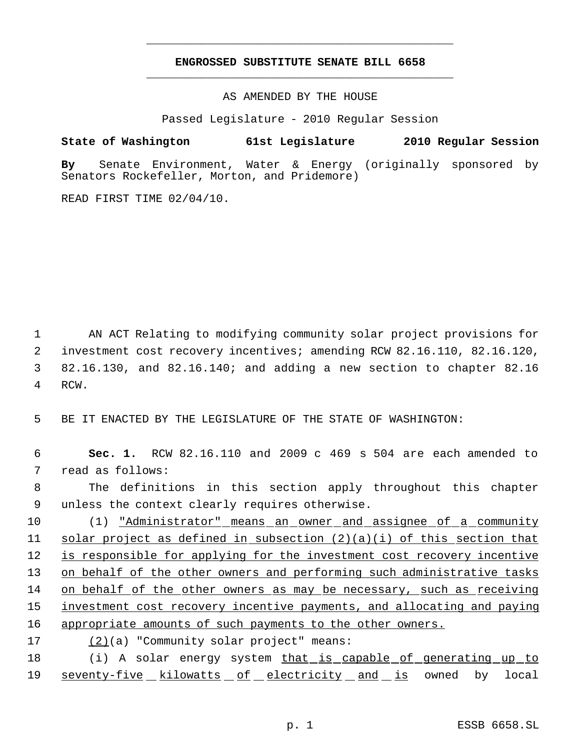**ENGROSSED SUBSTITUTE SENATE BILL 6658**

AS AMENDED BY THE HOUSE

Passed Legislature - 2010 Regular Session

**State of Washington 61st Legislature 2010 Regular Session**

**By** Senate Environment, Water & Energy (originally sponsored by Senators Rockefeller, Morton, and Pridemore)

READ FIRST TIME 02/04/10.

AN ACT Relating to modifying community solar project provisions for investment cost recovery incentives; amending RCW 82.16.110, 82.16.120, 82.16.130, and 82.16.140; and adding a new section to chapter 82.16 RCW.

BE IT ENACTED BY THE LEGISLATURE OF THE STATE OF WASHINGTON:

**Sec. 1.** RCW 82.16.110 and 2009 c 469 s 504 are each amended to read as follows:

The definitions in this section apply throughout this chapter unless the context clearly requires otherwise.

(1) "Administrator" means an owner and assignee of a community solar project as defined in subsection (2)(a)(i) of this section that is responsible for applying for the investment cost recovery incentive on behalf of the other owners and performing such administrative tasks on behalf of the other owners as may be necessary, such as receiving investment cost recovery incentive payments, and allocating and paying appropriate amounts of such payments to the other owners.

(2)(a) "Community solar project" means:

(i) A solar energy system that is capable of generating up to seventy-five kilowatts of electricity and is owned by local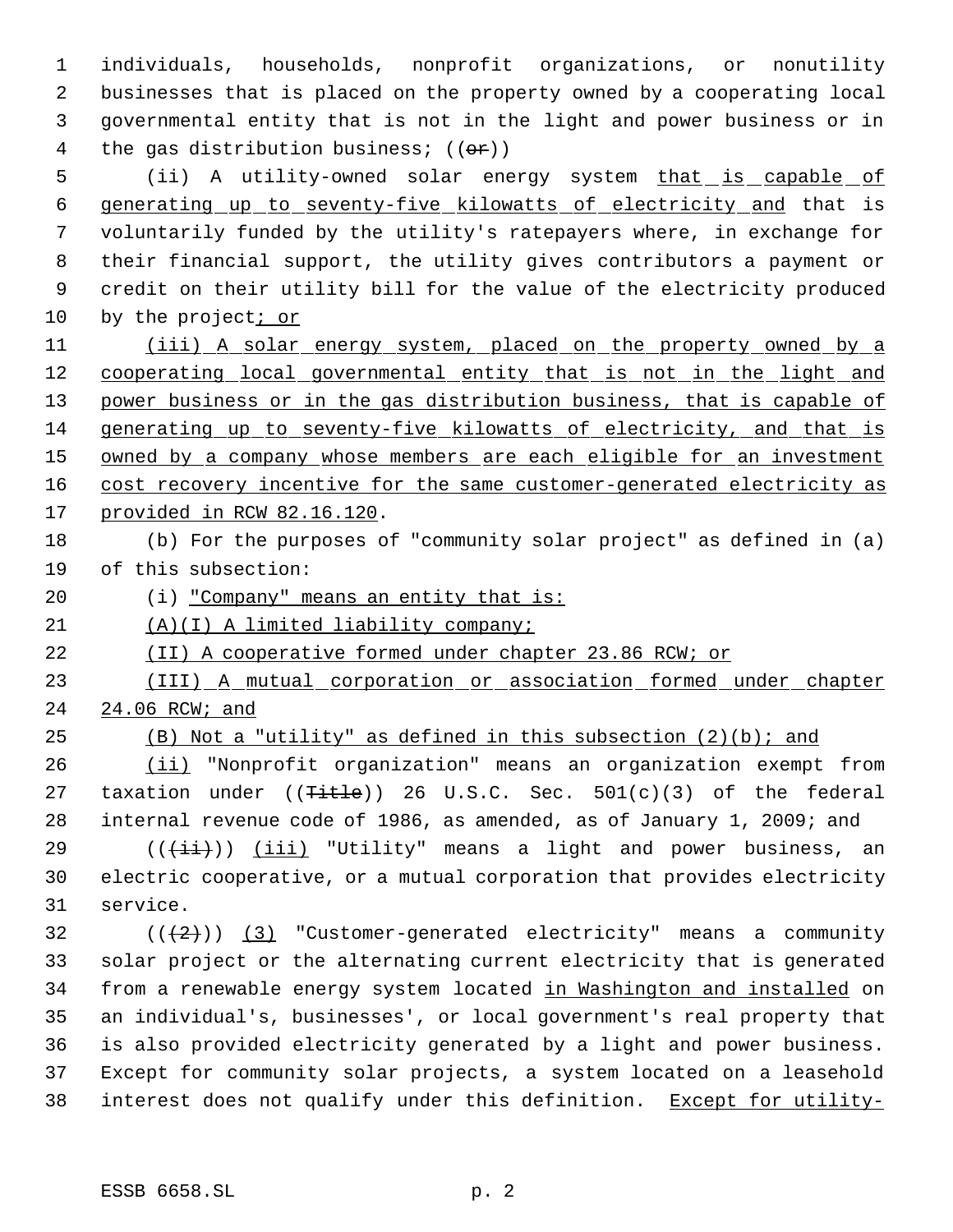individuals, households, nonprofit organizations, or nonutility businesses that is placed on the property owned by a cooperating local governmental entity that is not in the light and power business or in the gas distribution business; ((or))

(ii) A utility-owned solar energy system that is capable of generating up to seventy-five kilowatts of electricity and that is voluntarily funded by the utility's ratepayers where, in exchange for their financial support, the utility gives contributors a payment or credit on their utility bill for the value of the electricity produced by the project; or

(iii) A solar energy system, placed on the property owned by a cooperating local governmental entity that is not in the light and power business or in the gas distribution business, that is capable of generating up to seventy-five kilowatts of electricity, and that is owned by a company whose members are each eligible for an investment cost recovery incentive for the same customer-generated electricity as provided in RCW 82.16.120.

(b) For the purposes of "community solar project" as defined in (a) of this subsection:

(i) "Company" means an entity that is:

(A)(I) A limited liability company;

(II) A cooperative formed under chapter 23.86 RCW; or

(III) A mutual corporation or association formed under chapter 24.06 RCW; and

(B) Not a "utility" as defined in this subsection (2)(b); and

(ii) "Nonprofit organization" means an organization exempt from taxation under ((Title)) 26 U.S.C. Sec. 501(c)(3) of the federal internal revenue code of 1986, as amended, as of January 1, 2009; and

(((ii))) (iii) "Utility" means a light and power business, an electric cooperative, or a mutual corporation that provides electricity service.

(((2))) (3) "Customer-generated electricity" means a community solar project or the alternating current electricity that is generated from a renewable energy system located in Washington and installed on an individual's, businesses', or local government's real property that is also provided electricity generated by a light and power business. Except for community solar projects, a system located on a leasehold interest does not qualify under this definition. Except for utility-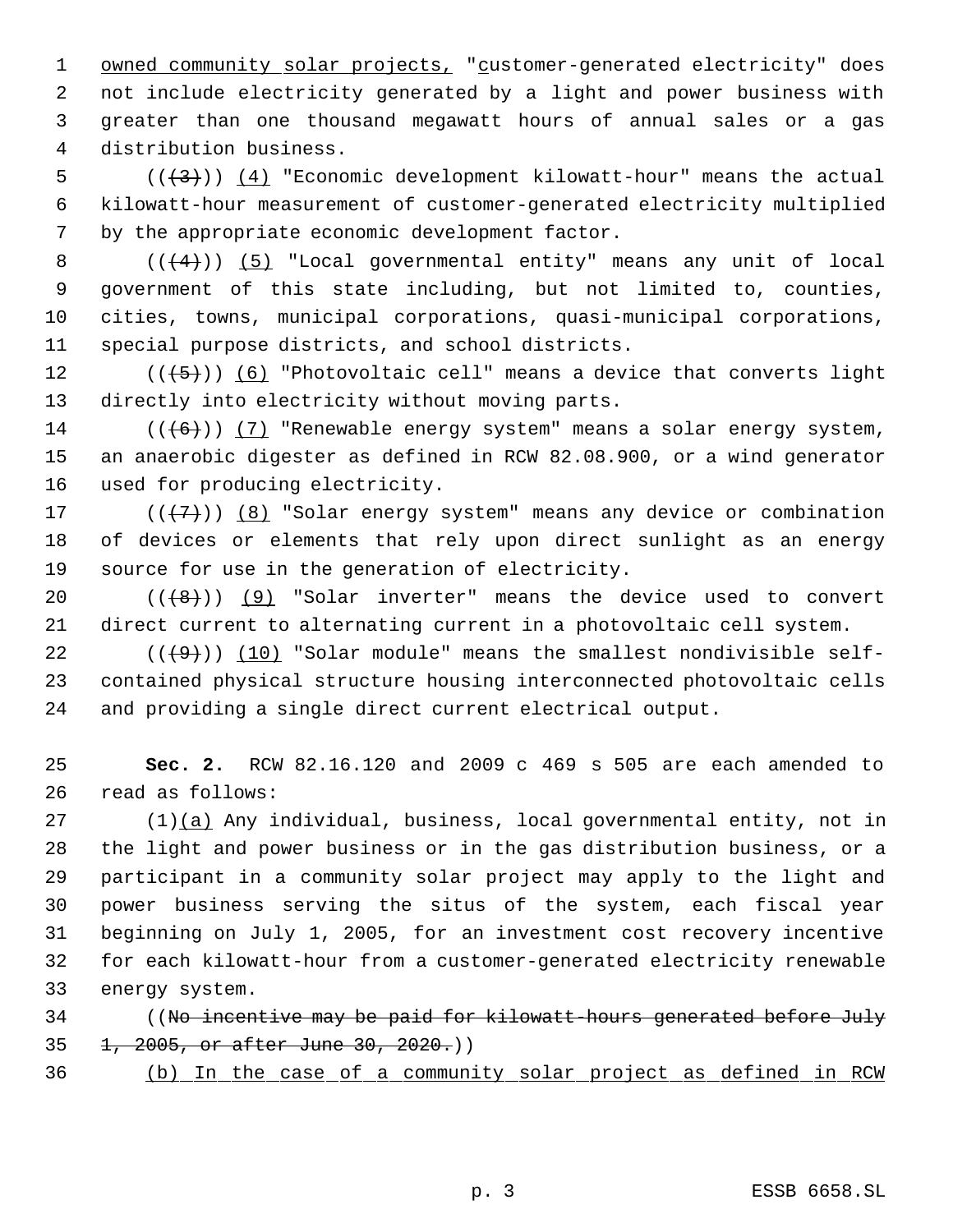owned community solar projects, "customer-generated electricity" does not include electricity generated by a light and power business with greater than one thousand megawatt hours of annual sales or a gas distribution business.

(((3))) (4) "Economic development kilowatt-hour" means the actual kilowatt-hour measurement of customer-generated electricity multiplied by the appropriate economic development factor.

(((4))) (5) "Local governmental entity" means any unit of local government of this state including, but not limited to, counties, cities, towns, municipal corporations, quasi-municipal corporations, special purpose districts, and school districts.

(((5))) (6) "Photovoltaic cell" means a device that converts light directly into electricity without moving parts.

(((6))) (7) "Renewable energy system" means a solar energy system, an anaerobic digester as defined in RCW 82.08.900, or a wind generator used for producing electricity.

(((7))) (8) "Solar energy system" means any device or combination of devices or elements that rely upon direct sunlight as an energy source for use in the generation of electricity.

(((8))) (9) "Solar inverter" means the device used to convert direct current to alternating current in a photovoltaic cell system.

(((9))) (10) "Solar module" means the smallest nondivisible self-contained physical structure housing interconnected photovoltaic cells and providing a single direct current electrical output.

**Sec. 2.** RCW 82.16.120 and 2009 c 469 s 505 are each amended to read as follows:

(1)(a) Any individual, business, local governmental entity, not in the light and power business or in the gas distribution business, or a participant in a community solar project may apply to the light and power business serving the situs of the system, each fiscal year beginning on July 1, 2005, for an investment cost recovery incentive for each kilowatt-hour from a customer-generated electricity renewable energy system.

((No incentive may be paid for kilowatt-hours generated before July 1, 2005, or after June 30, 2020.))

(b) In the case of a community solar project as defined in RCW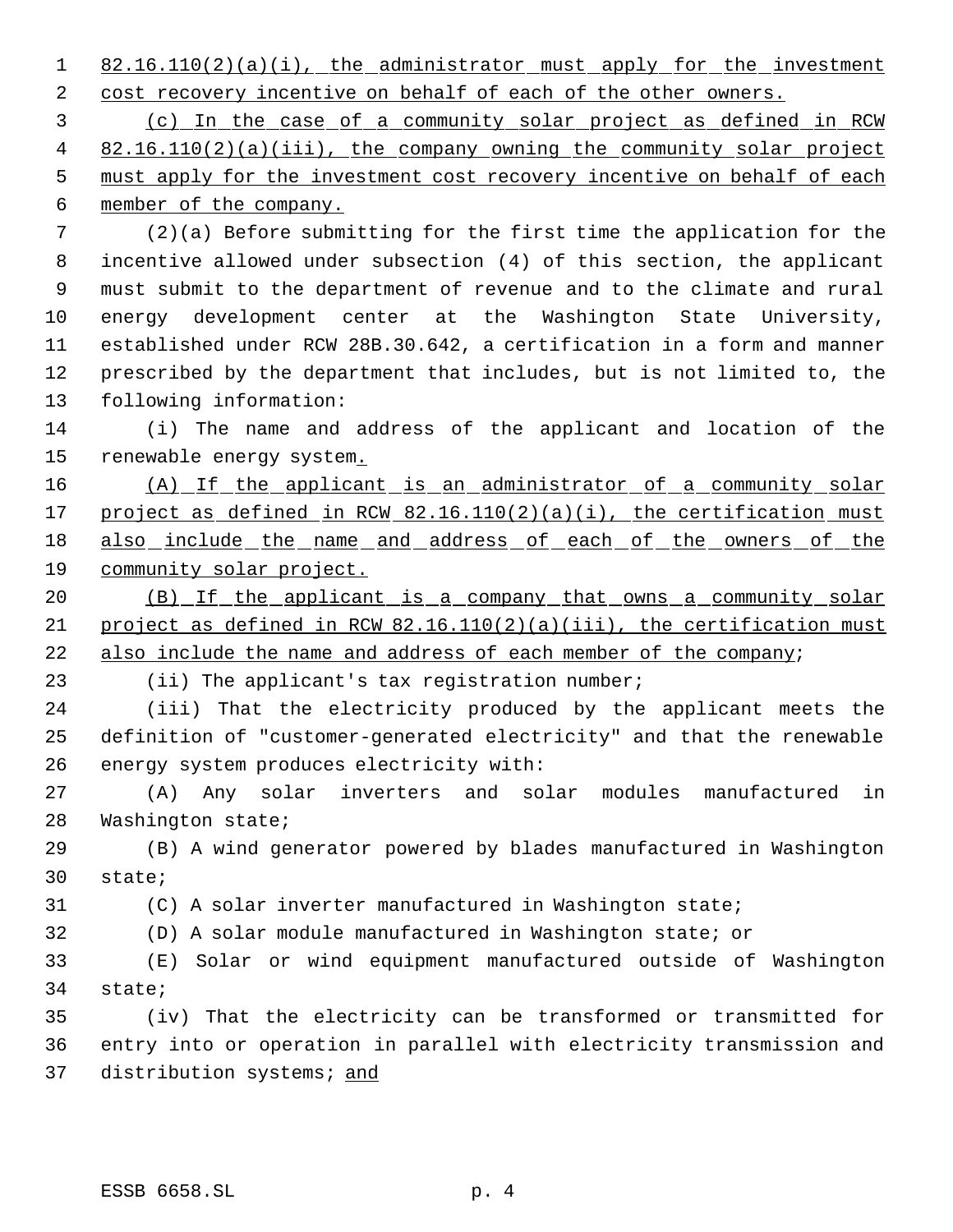82.16.110(2)(a)(i), the administrator must apply for the investment cost recovery incentive on behalf of each of the other owners.

(c) In the case of a community solar project as defined in RCW 82.16.110(2)(a)(iii), the company owning the community solar project must apply for the investment cost recovery incentive on behalf of each member of the company.

(2)(a) Before submitting for the first time the application for the incentive allowed under subsection (4) of this section, the applicant must submit to the department of revenue and to the climate and rural energy development center at the Washington State University, established under RCW 28B.30.642, a certification in a form and manner prescribed by the department that includes, but is not limited to, the following information:

(i) The name and address of the applicant and location of the renewable energy system.

(A) If the applicant is an administrator of a community solar project as defined in RCW 82.16.110(2)(a)(i), the certification must also include the name and address of each of the owners of the community solar project.

(B) If the applicant is a company that owns a community solar project as defined in RCW 82.16.110(2)(a)(iii), the certification must also include the name and address of each member of the company;

(ii) The applicant's tax registration number;

(iii) That the electricity produced by the applicant meets the definition of "customer-generated electricity" and that the renewable energy system produces electricity with:

(A) Any solar inverters and solar modules manufactured in Washington state;

(B) A wind generator powered by blades manufactured in Washington state;

(C) A solar inverter manufactured in Washington state;

(D) A solar module manufactured in Washington state; or

(E) Solar or wind equipment manufactured outside of Washington state;

(iv) That the electricity can be transformed or transmitted for entry into or operation in parallel with electricity transmission and distribution systems; and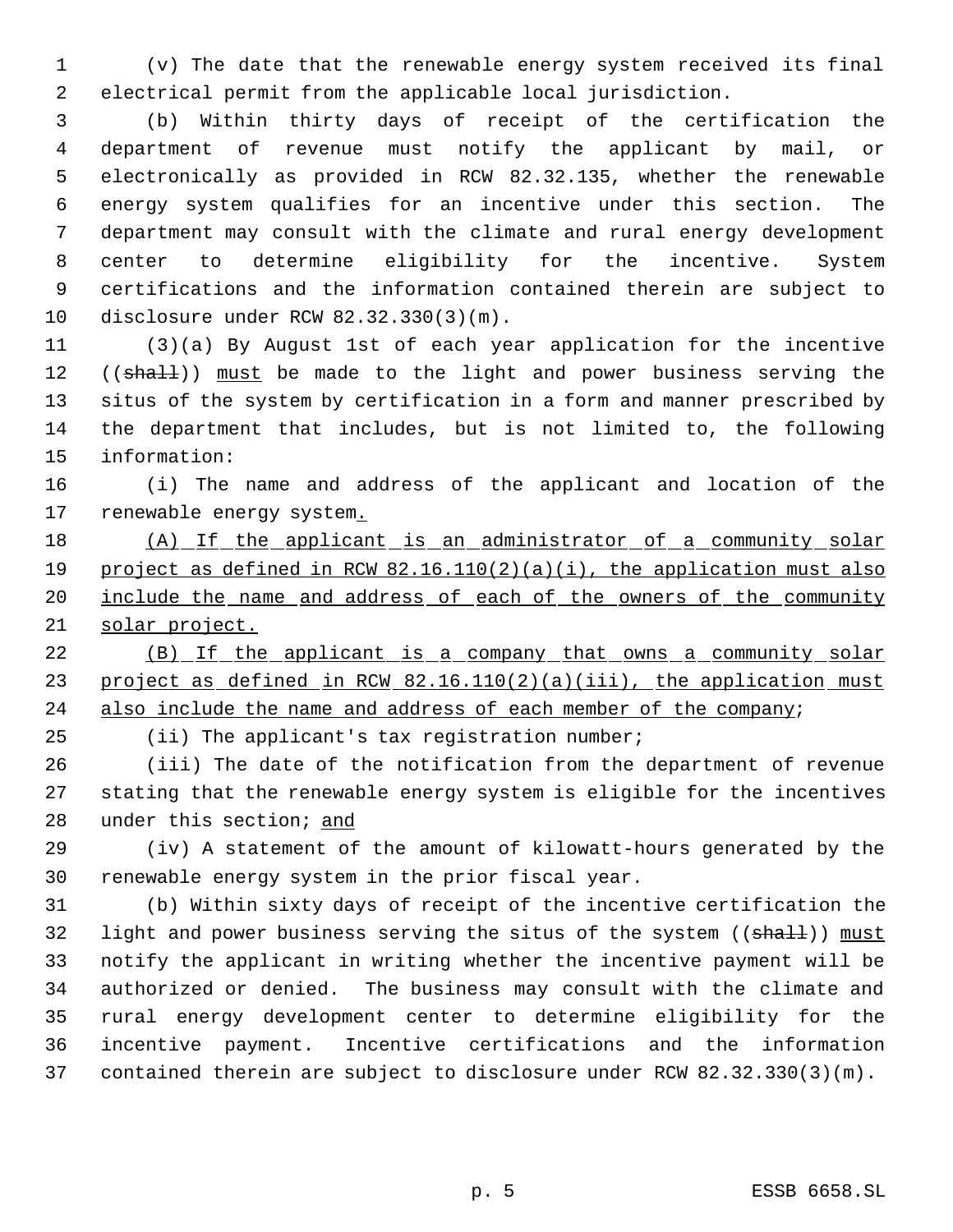(v) The date that the renewable energy system received its final electrical permit from the applicable local jurisdiction.

(b) Within thirty days of receipt of the certification the department of revenue must notify the applicant by mail, or electronically as provided in RCW 82.32.135, whether the renewable energy system qualifies for an incentive under this section. The department may consult with the climate and rural energy development center to determine eligibility for the incentive. System certifications and the information contained therein are subject to disclosure under RCW 82.32.330(3)(m).

(3)(a) By August 1st of each year application for the incentive ((~~shall~~)) <u>must</u> be made to the light and power business serving the situs of the system by certification in a form and manner prescribed by the department that includes, but is not limited to, the following information:

(i) The name and address of the applicant and location of the renewable energy system<u>.</u>

<u>(A) If the applicant is an administrator of a community solar project as defined in RCW 82.16.110(2)(a)(i), the application must also include the name and address of each of the owners of the community solar project.</u>

<u>(B) If the applicant is a company that owns a community solar project as defined in RCW 82.16.110(2)(a)(iii), the application must also include the name and address of each member of the company</u>;

(ii) The applicant's tax registration number;

(iii) The date of the notification from the department of revenue stating that the renewable energy system is eligible for the incentives under this section; <u>and</u>

(iv) A statement of the amount of kilowatt-hours generated by the renewable energy system in the prior fiscal year.

(b) Within sixty days of receipt of the incentive certification the light and power business serving the situs of the system ((~~shall~~)) <u>must</u> notify the applicant in writing whether the incentive payment will be authorized or denied. The business may consult with the climate and rural energy development center to determine eligibility for the incentive payment. Incentive certifications and the information contained therein are subject to disclosure under RCW 82.32.330(3)(m).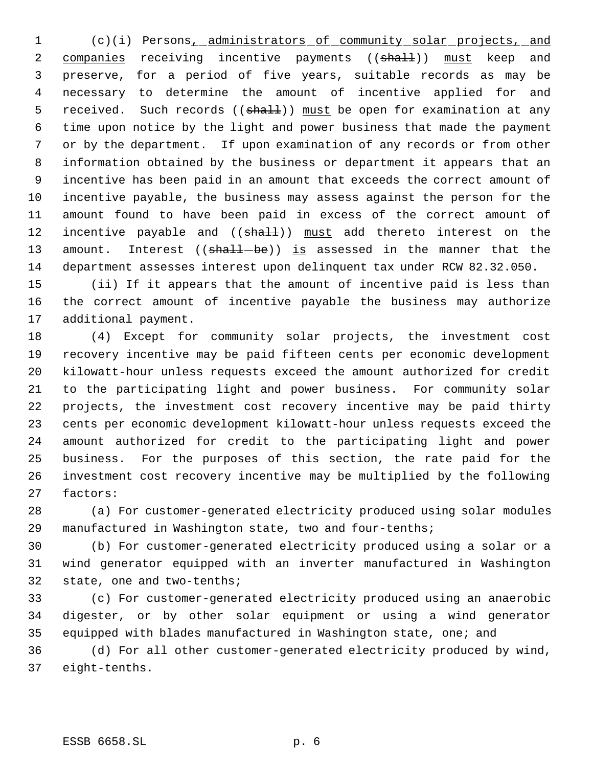(c)(i) Persons, administrators of community solar projects, and companies receiving incentive payments ((shall)) must keep and preserve, for a period of five years, suitable records as may be necessary to determine the amount of incentive applied for and received. Such records ((shall)) must be open for examination at any time upon notice by the light and power business that made the payment or by the department. If upon examination of any records or from other information obtained by the business or department it appears that an incentive has been paid in an amount that exceeds the correct amount of incentive payable, the business may assess against the person for the amount found to have been paid in excess of the correct amount of incentive payable and ((shall)) must add thereto interest on the amount. Interest ((shall be)) is assessed in the manner that the department assesses interest upon delinquent tax under RCW 82.32.050.

(ii) If it appears that the amount of incentive paid is less than the correct amount of incentive payable the business may authorize additional payment.

(4) Except for community solar projects, the investment cost recovery incentive may be paid fifteen cents per economic development kilowatt-hour unless requests exceed the amount authorized for credit to the participating light and power business. For community solar projects, the investment cost recovery incentive may be paid thirty cents per economic development kilowatt-hour unless requests exceed the amount authorized for credit to the participating light and power business. For the purposes of this section, the rate paid for the investment cost recovery incentive may be multiplied by the following factors:

(a) For customer-generated electricity produced using solar modules manufactured in Washington state, two and four-tenths;

(b) For customer-generated electricity produced using a solar or a wind generator equipped with an inverter manufactured in Washington state, one and two-tenths;

(c) For customer-generated electricity produced using an anaerobic digester, or by other solar equipment or using a wind generator equipped with blades manufactured in Washington state, one; and

(d) For all other customer-generated electricity produced by wind, eight-tenths.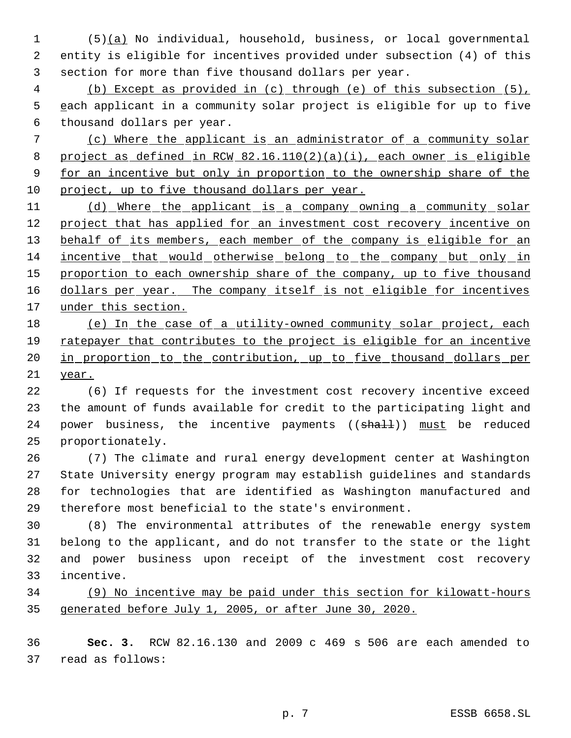(5)(a) No individual, household, business, or local governmental entity is eligible for incentives provided under subsection (4) of this section for more than five thousand dollars per year.

(b) Except as provided in (c) through (e) of this subsection (5), each applicant in a community solar project is eligible for up to five thousand dollars per year.

(c) Where the applicant is an administrator of a community solar project as defined in RCW 82.16.110(2)(a)(i), each owner is eligible for an incentive but only in proportion to the ownership share of the project, up to five thousand dollars per year.

(d) Where the applicant is a company owning a community solar project that has applied for an investment cost recovery incentive on behalf of its members, each member of the company is eligible for an incentive that would otherwise belong to the company but only in proportion to each ownership share of the company, up to five thousand dollars per year. The company itself is not eligible for incentives under this section.

(e) In the case of a utility-owned community solar project, each ratepayer that contributes to the project is eligible for an incentive in proportion to the contribution, up to five thousand dollars per year.

(6) If requests for the investment cost recovery incentive exceed the amount of funds available for credit to the participating light and power business, the incentive payments ((~~shall~~)) must be reduced proportionately.

(7) The climate and rural energy development center at Washington State University energy program may establish guidelines and standards for technologies that are identified as Washington manufactured and therefore most beneficial to the state's environment.

(8) The environmental attributes of the renewable energy system belong to the applicant, and do not transfer to the state or the light and power business upon receipt of the investment cost recovery incentive.

(9) No incentive may be paid under this section for kilowatt-hours generated before July 1, 2005, or after June 30, 2020.

**Sec. 3.** RCW 82.16.130 and 2009 c 469 s 506 are each amended to read as follows: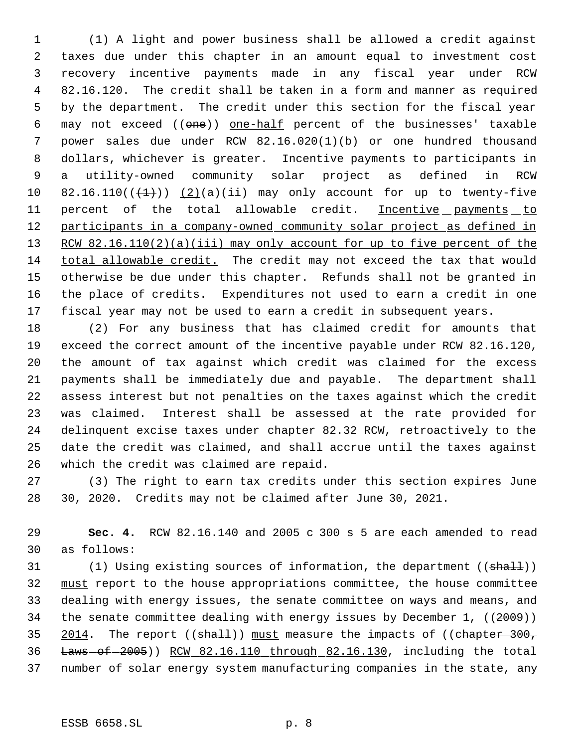(1) A light and power business shall be allowed a credit against taxes due under this chapter in an amount equal to investment cost recovery incentive payments made in any fiscal year under RCW 82.16.120. The credit shall be taken in a form and manner as required by the department. The credit under this section for the fiscal year may not exceed ((~~one~~)) <u>one-half</u> percent of the businesses' taxable power sales due under RCW 82.16.020(1)(b) or one hundred thousand dollars, whichever is greater. Incentive payments to participants in a utility-owned community solar project as defined in RCW 82.16.110((~~(1)~~)) <u>(2)</u>(a)(ii) may only account for up to twenty-five percent of the total allowable credit. <u>Incentive payments to participants in a company-owned community solar project as defined in RCW 82.16.110(2)(a)(iii) may only account for up to five percent of the total allowable credit.</u> The credit may not exceed the tax that would otherwise be due under this chapter. Refunds shall not be granted in the place of credits. Expenditures not used to earn a credit in one fiscal year may not be used to earn a credit in subsequent years.

(2) For any business that has claimed credit for amounts that exceed the correct amount of the incentive payable under RCW 82.16.120, the amount of tax against which credit was claimed for the excess payments shall be immediately due and payable. The department shall assess interest but not penalties on the taxes against which the credit was claimed. Interest shall be assessed at the rate provided for delinquent excise taxes under chapter 82.32 RCW, retroactively to the date the credit was claimed, and shall accrue until the taxes against which the credit was claimed are repaid.

(3) The right to earn tax credits under this section expires June 30, 2020. Credits may not be claimed after June 30, 2021.

**Sec. 4.** RCW 82.16.140 and 2005 c 300 s 5 are each amended to read as follows:

(1) Using existing sources of information, the department ((~~shall~~)) <u>must</u> report to the house appropriations committee, the house committee dealing with energy issues, the senate committee on ways and means, and the senate committee dealing with energy issues by December 1, ((~~2009~~)) <u>2014</u>. The report ((~~shall~~)) <u>must</u> measure the impacts of ((~~chapter 300, Laws of 2005~~)) <u>RCW 82.16.110 through 82.16.130</u>, including the total number of solar energy system manufacturing companies in the state, any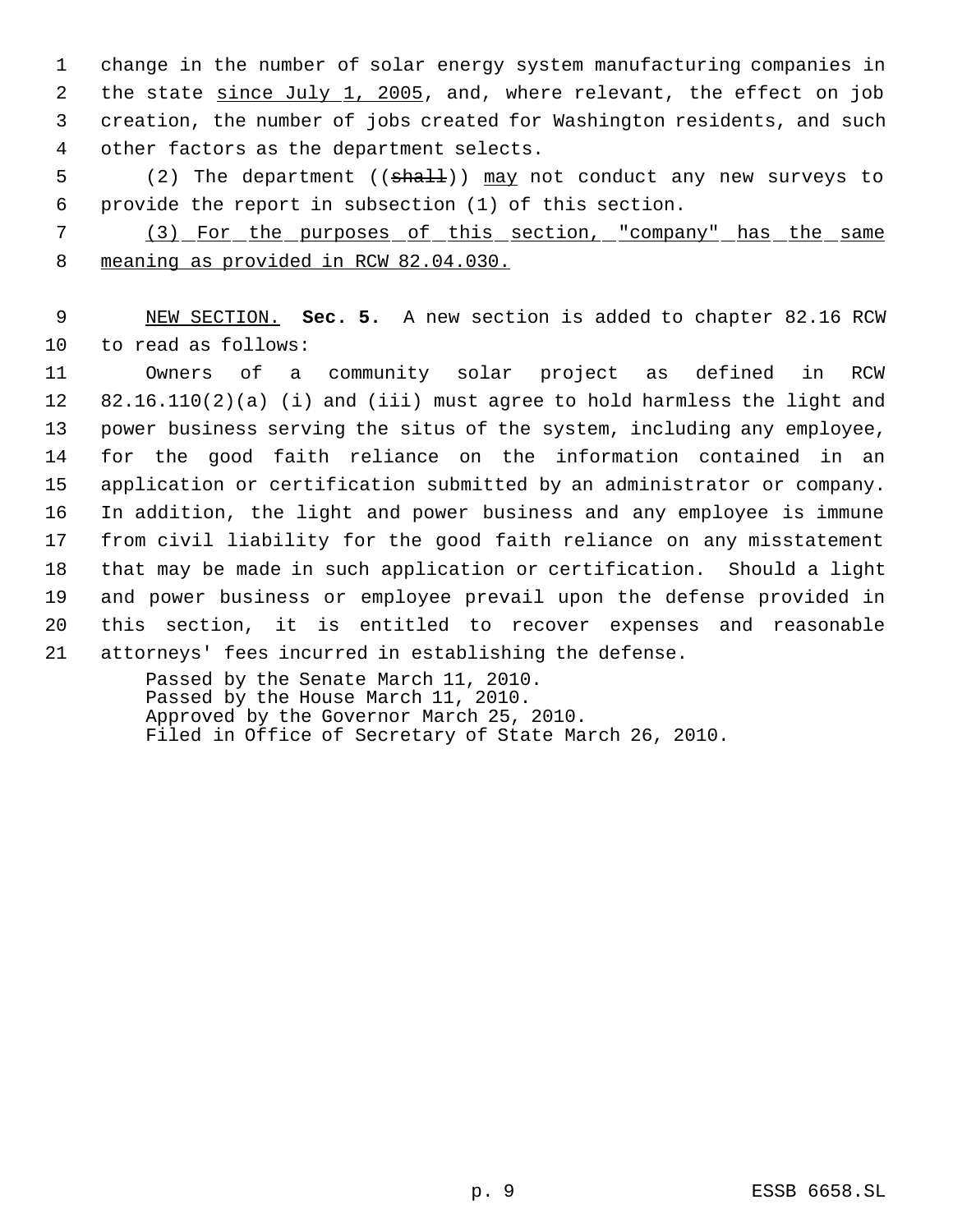change in the number of solar energy system manufacturing companies in the state <u>since July 1, 2005</u>, and, where relevant, the effect on job creation, the number of jobs created for Washington residents, and such other factors as the department selects.

(2) The department ((~~shall~~)) <u>may</u> not conduct any new surveys to provide the report in subsection (1) of this section.

<u>(3) For the purposes of this section, "company" has the same meaning as provided in RCW 82.04.030.</u>

<u>NEW SECTION.</u> **Sec. 5.** A new section is added to chapter 82.16 RCW to read as follows:

Owners of a community solar project as defined in RCW 82.16.110(2)(a) (i) and (iii) must agree to hold harmless the light and power business serving the situs of the system, including any employee, for the good faith reliance on the information contained in an application or certification submitted by an administrator or company. In addition, the light and power business and any employee is immune from civil liability for the good faith reliance on any misstatement that may be made in such application or certification. Should a light and power business or employee prevail upon the defense provided in this section, it is entitled to recover expenses and reasonable attorneys' fees incurred in establishing the defense.

Passed by the Senate March 11, 2010.
Passed by the House March 11, 2010.
Approved by the Governor March 25, 2010.
Filed in Office of Secretary of State March 26, 2010.